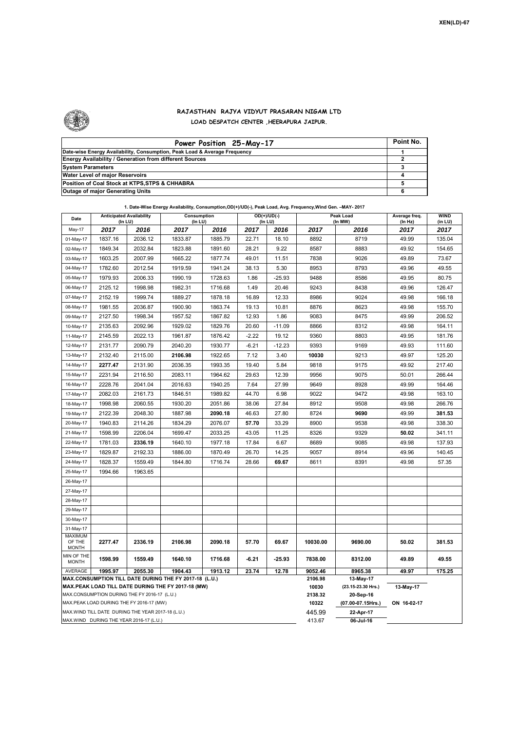XEN(LD)-67

# RAJASTHAN RAJYA VIDYUT PRASARAN NIGAM LTD

## LOAD DESPATCH CENTER ,HEERAPURA JAIPUR.

| Power Position 25-May-17 | Point No. |
|---|---|
| Date-wise Energy Availability, Consumption, Peak Load & Average Frequency | 1 |
| Energy Availability / Generation from different Sources | 2 |
| System Parameters | 3 |
| Water Level of major Reservoirs | 4 |
| Position of Coal Stock at KTPS,STPS & CHHABRA | 5 |
| Outage of major Generating Units | 6 |

**1. Date-Wise Energy Availability, Consumption,OD(+)/UD(-), Peak Load, Avg. Frequency,Wind Gen. –MAY- 2017**

| Date | Anticipated Availability (In LU) | | Consumption (In LU) | | OD(+)/UD(-) (In LU) | | Peak Load (In MW) | | Average freq. (In Hz) | WIND (in LU) |
|---|---|---|---|---|---|---|---|---|---|---|
| May-17 | 2017 | 2016 | 2017 | 2016 | 2017 | 2016 | 2017 | 2016 | 2017 | 2017 |
| 01-May-17 | 1837.16 | 2036.12 | 1833.87 | 1885.79 | 22.71 | 18.10 | 8892 | 8719 | 49.99 | 135.04 |
| 02-May-17 | 1849.34 | 2032.84 | 1823.88 | 1891.60 | 28.21 | 9.22 | 8587 | 8883 | 49.92 | 154.65 |
| 03-May-17 | 1603.25 | 2007.99 | 1665.22 | 1877.74 | 49.01 | 11.51 | 7838 | 9026 | 49.89 | 73.67 |
| 04-May-17 | 1782.60 | 2012.54 | 1919.59 | 1941.24 | 38.13 | 5.30 | 8953 | 8793 | 49.96 | 49.55 |
| 05-May-17 | 1979.93 | 2006.33 | 1990.19 | 1728.63 | 1.86 | -25.93 | 9488 | 8586 | 49.95 | 80.75 |
| 06-May-17 | 2125.12 | 1998.98 | 1982.31 | 1716.68 | 1.49 | 20.46 | 9243 | 8438 | 49.96 | 126.47 |
| 07-May-17 | 2152.19 | 1999.74 | 1889.27 | 1878.18 | 16.89 | 12.33 | 8986 | 9024 | 49.98 | 166.18 |
| 08-May-17 | 1981.55 | 2036.87 | 1900.90 | 1863.74 | 19.13 | 10.81 | 8876 | 8623 | 49.98 | 155.70 |
| 09-May-17 | 2127.50 | 1998.34 | 1957.52 | 1867.82 | 12.93 | 1.86 | 9083 | 8475 | 49.99 | 206.52 |
| 10-May-17 | 2135.63 | 2092.96 | 1929.02 | 1829.76 | 20.60 | -11.09 | 8866 | 8312 | 49.98 | 164.11 |
| 11-May-17 | 2145.59 | 2022.13 | 1961.87 | 1876.42 | -2.22 | 19.12 | 9360 | 8803 | 49.95 | 181.76 |
| 12-May-17 | 2131.77 | 2090.79 | 2040.20 | 1930.77 | -6.21 | -12.23 | 9393 | 9169 | 49.93 | 111.60 |
| 13-May-17 | 2132.40 | 2115.00 | **2106.98** | 1922.65 | 7.12 | 3.40 | **10030** | 9213 | 49.97 | 125.20 |
| 14-May-17 | **2277.47** | 2131.90 | 2036.35 | 1993.35 | 19.40 | 5.84 | 9818 | 9175 | 49.92 | 217.40 |
| 15-May-17 | 2231.94 | 2116.50 | 2083.11 | 1964.62 | 29.63 | 12.39 | 9956 | 9075 | 50.01 | 266.44 |
| 16-May-17 | 2228.76 | 2041.04 | 2016.63 | 1940.25 | 7.64 | 27.99 | 9649 | 8928 | 49.99 | 164.46 |
| 17-May-17 | 2082.03 | 2161.73 | 1846.51 | 1989.82 | 44.70 | 6.98 | 9022 | 9472 | 49.98 | 163.10 |
| 18-May-17 | 1998.98 | 2060.55 | 1930.20 | 2051.86 | 38.06 | 27.84 | 8912 | 9508 | 49.98 | 266.76 |
| 19-May-17 | 2122.39 | 2048.30 | 1887.98 | **2090.18** | 46.63 | 27.80 | 8724 | **9690** | 49.99 | **381.53** |
| 20-May-17 | 1940.83 | 2114.26 | 1834.29 | 2076.07 | **57.70** | 33.29 | 8900 | 9538 | 49.98 | 338.30 |
| 21-May-17 | 1598.99 | 2206.04 | 1699.47 | 2033.25 | 43.05 | 11.25 | 8326 | 9329 | **50.02** | 341.11 |
| 22-May-17 | 1781.03 | **2336.19** | 1640.10 | 1977.18 | 17.84 | 6.67 | 8689 | 9085 | 49.98 | 137.93 |
| 23-May-17 | 1829.87 | 2192.33 | 1886.00 | 1870.49 | 26.70 | 14.25 | 9057 | 8914 | 49.96 | 140.45 |
| 24-May-17 | 1828.37 | 1559.49 | 1844.80 | 1716.74 | 28.66 | **69.67** | 8611 | 8391 | 49.98 | 57.35 |
| 25-May-17 | 1994.66 | 1963.65 | | | | | | | | |
| 26-May-17 | | | | | | | | | | |
| 27-May-17 | | | | | | | | | | |
| 28-May-17 | | | | | | | | | | |
| 29-May-17 | | | | | | | | | | |
| 30-May-17 | | | | | | | | | | |
| 31-May-17 | | | | | | | | | | |
| MAXIMUM OF THE MONTH | 2277.47 | 2336.19 | 2106.98 | 2090.18 | 57.70 | 69.67 | 10030.00 | 9690.00 | 50.02 | 381.53 |
| MIN OF THE MONTH | 1598.99 | 1559.49 | 1640.10 | 1716.68 | -6.21 | -25.93 | 7838.00 | 8312.00 | 49.89 | 49.55 |
| AVERAGE | 1995.97 | 2055.30 | 1904.43 | 1913.12 | 23.74 | 12.78 | 9052.46 | 8965.38 | 49.97 | 175.25 |
| MAX.CONSUMPTION TILL DATE DURING THE FY 2017-18 (L.U.) | | | | | | | 2106.98 | 13-May-17 | | |
| MAX.PEAK LOAD TILL DATE DURING THE FY 2017-18 (MW) | | | | | | | 10030 | (23.15-23.30 Hrs.) | 13-May-17 | |
| MAX.CONSUMPTION DURING THE FY 2016-17 (L.U.) | | | | | | | 2138.32 | 20-Sep-16 | | |
| MAX.PEAK LOAD DURING THE FY 2016-17 (MW) | | | | | | | 10322 | (07.00-07.15Hrs.) | ON 16-02-17 | |
| MAX.WIND TILL DATE DURING THE YEAR 2017-18 (L.U.) | | | | | | | 445.99 | 22-Apr-17 | | |
| MAX.WIND DURING THE YEAR 2016-17 (L.U.) | | | | | | | 413.67 | 06-Jul-16 | | |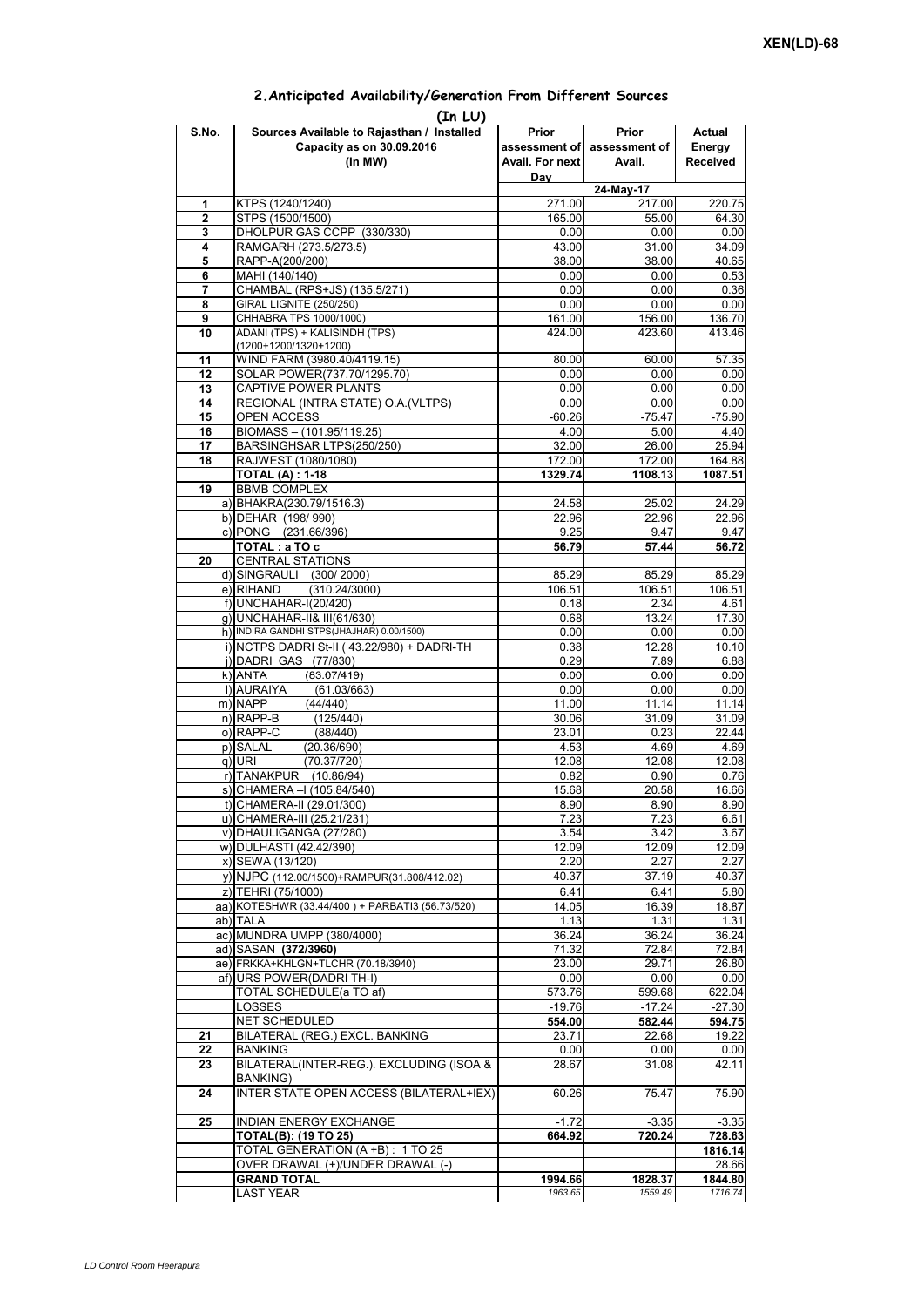## 2.Anticipated Availability/Generation From Different Sources

(In LU)

| S.No. | Sources Available to Rajasthan / Installed Capacity as on 30.09.2016 (In MW) | Prior assessment of Avail. For next Day | Prior assessment of Avail. | Actual Energy Received |
|---|---|---|---|---|
| | | | 24-May-17 | |
| 1 | KTPS (1240/1240) | 271.00 | 217.00 | 220.75 |
| 2 | STPS (1500/1500) | 165.00 | 55.00 | 64.30 |
| 3 | DHOLPUR GAS CCPP (330/330) | 0.00 | 0.00 | 0.00 |
| 4 | RAMGARH (273.5/273.5) | 43.00 | 31.00 | 34.09 |
| 5 | RAPP-A(200/200) | 38.00 | 38.00 | 40.65 |
| 6 | MAHI (140/140) | 0.00 | 0.00 | 0.53 |
| 7 | CHAMBAL (RPS+JS) (135.5/271) | 0.00 | 0.00 | 0.36 |
| 8 | GIRAL LIGNITE (250/250) | 0.00 | 0.00 | 0.00 |
| 9 | CHHABRA TPS 1000/1000) | 161.00 | 156.00 | 136.70 |
| 10 | ADANI (TPS) + KALISINDH (TPS) (1200+1200/1320+1200) | 424.00 | 423.60 | 413.46 |
| 11 | WIND FARM (3980.40/4119.15) | 80.00 | 60.00 | 57.35 |
| 12 | SOLAR POWER(737.70/1295.70) | 0.00 | 0.00 | 0.00 |
| 13 | CAPTIVE POWER PLANTS | 0.00 | 0.00 | 0.00 |
| 14 | REGIONAL (INTRA STATE) O.A.(VLTPS) | 0.00 | 0.00 | 0.00 |
| 15 | OPEN ACCESS | -60.26 | -75.47 | -75.90 |
| 16 | BIOMASS – (101.95/119.25) | 4.00 | 5.00 | 4.40 |
| 17 | BARSINGHSAR LTPS(250/250) | 32.00 | 26.00 | 25.94 |
| 18 | RAJWEST (1080/1080) | 172.00 | 172.00 | 164.88 |
| | **TOTAL (A) : 1-18** | **1329.74** | **1108.13** | **1087.51** |
| 19 | BBMB COMPLEX | | | |
| | a) BHAKRA(230.79/1516.3) | 24.58 | 25.02 | 24.29 |
| | b) DEHAR (198/ 990) | 22.96 | 22.96 | 22.96 |
| | c) PONG (231.66/396) | 9.25 | 9.47 | 9.47 |
| | **TOTAL : a TO c** | **56.79** | **57.44** | **56.72** |
| 20 | CENTRAL STATIONS | | | |
| | d) SINGRAULI (300/ 2000) | 85.29 | 85.29 | 85.29 |
| | e) RIHAND (310.24/3000) | 106.51 | 106.51 | 106.51 |
| | f) UNCHAHAR-I(20/420) | 0.18 | 2.34 | 4.61 |
| | g) UNCHAHAR-II& III(61/630) | 0.68 | 13.24 | 17.30 |
| | h) INDIRA GANDHI STPS(JHAJHAR) 0.00/1500) | 0.00 | 0.00 | 0.00 |
| | i) NCTPS DADRI St-II ( 43.22/980) + DADRI-TH | 0.38 | 12.28 | 10.10 |
| | j) DADRI GAS (77/830) | 0.29 | 7.89 | 6.88 |
| | k) ANTA (83.07/419) | 0.00 | 0.00 | 0.00 |
| | l) AURAIYA (61.03/663) | 0.00 | 0.00 | 0.00 |
| | m) NAPP (44/440) | 11.00 | 11.14 | 11.14 |
| | n) RAPP-B (125/440) | 30.06 | 31.09 | 31.09 |
| | o) RAPP-C (88/440) | 23.01 | 0.23 | 22.44 |
| | p) SALAL (20.36/690) | 4.53 | 4.69 | 4.69 |
| | q) URI (70.37/720) | 12.08 | 12.08 | 12.08 |
| | r) TANAKPUR (10.86/94) | 0.82 | 0.90 | 0.76 |
| | s) CHAMERA –I (105.84/540) | 15.68 | 20.58 | 16.66 |
| | t) CHAMERA-II (29.01/300) | 8.90 | 8.90 | 8.90 |
| | u) CHAMERA-III (25.21/231) | 7.23 | 7.23 | 6.61 |
| | v) DHAULIGANGA (27/280) | 3.54 | 3.42 | 3.67 |
| | w) DULHASTI (42.42/390) | 12.09 | 12.09 | 12.09 |
| | x) SEWA (13/120) | 2.20 | 2.27 | 2.27 |
| | y) NJPC (112.00/1500)+RAMPUR(31.808/412.02) | 40.37 | 37.19 | 40.37 |
| | z) TEHRI (75/1000) | 6.41 | 6.41 | 5.80 |
| | aa) KOTESHWR (33.44/400 ) + PARBATI3 (56.73/520) | 14.05 | 16.39 | 18.87 |
| | ab) TALA | 1.13 | 1.31 | 1.31 |
| | ac) MUNDRA UMPP (380/4000) | 36.24 | 36.24 | 36.24 |
| | ad) SASAN **(372/3960)** | 71.32 | 72.84 | 72.84 |
| | ae) FRKKA+KHLGN+TLCHR (70.18/3940) | 23.00 | 29.71 | 26.80 |
| | af) URS POWER(DADRI TH-I) | 0.00 | 0.00 | 0.00 |
| | TOTAL SCHEDULE(a TO af) | 573.76 | 599.68 | 622.04 |
| | LOSSES | -19.76 | -17.24 | -27.30 |
| | NET SCHEDULED | **554.00** | **582.44** | **594.75** |
| 21 | BILATERAL (REG.) EXCL. BANKING | 23.71 | 22.68 | 19.22 |
| 22 | BANKING | 0.00 | 0.00 | 0.00 |
| 23 | BILATERAL(INTER-REG.). EXCLUDING (ISOA & BANKING) | 28.67 | 31.08 | 42.11 |
| 24 | INTER STATE OPEN ACCESS (BILATERAL+IEX) | 60.26 | 75.47 | 75.90 |
| 25 | INDIAN ENERGY EXCHANGE | -1.72 | -3.35 | -3.35 |
| | **TOTAL(B): (19 TO 25)** | **664.92** | **720.24** | **728.63** |
| | TOTAL GENERATION (A +B) : 1 TO 25 | | | **1816.14** |
| | OVER DRAWAL (+)/UNDER DRAWAL (-) | | | 28.66 |
| | **GRAND TOTAL** | **1994.66** | **1828.37** | **1844.80** |
| | LAST YEAR | *1963.65* | *1559.49* | *1716.74* |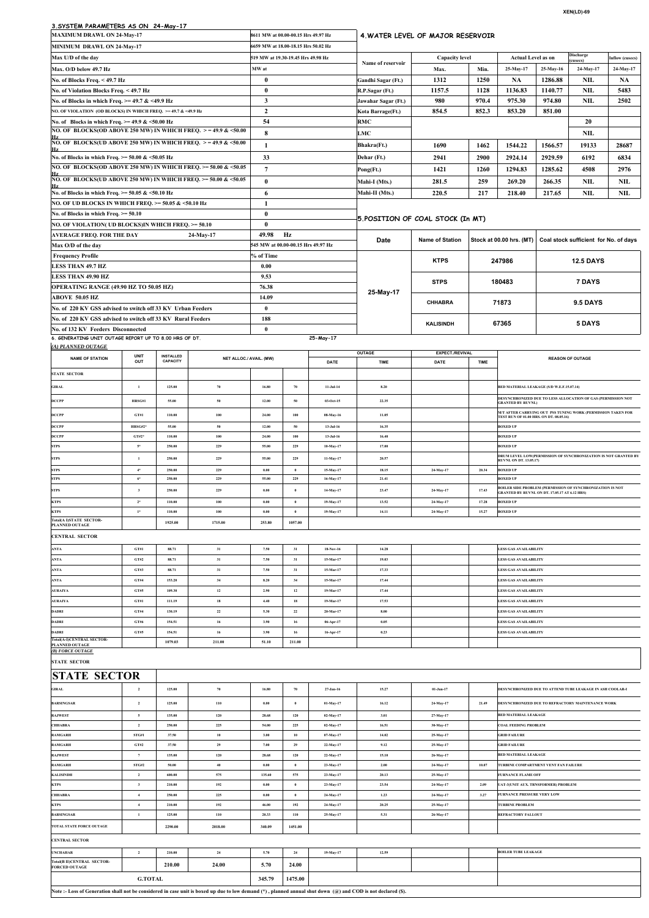XEN(LD)-69

## 3.SYSTEM PARAMETERS AS ON 24-May-17

| | | |
|---|---|---|
| MAXIMUM DRAWL ON 24-May-17 | | 8611 MW at 00.00-00.15 Hrs 49.97 Hz |
| MINIMUM DRAWL ON 24-May-17 | | 6659 MW at 18.00-18.15 Hrs 50.02 Hz |
| Max U/D of the day | | 519 MW at 19.30-19.45 Hrs 49.98 Hz |
| Max. O/D below 49.7 Hz | | MW at |
| No. of Blocks Freq. < 49.7 Hz | | 0 |
| No. of Violation Blocks Freq. < 49.7 Hz | | 0 |
| No. of Blocks in which Freq. >= 49.7 & <49.9 Hz | | 3 |
| NO. OF VIOLATION (OD BLOCKS) IN WHICH FREQ. >= 49.7 & <49.9 Hz | | 2 |
| No. of Blocks in which Freq. >= 49.9 & <50.00 Hz | | 54 |
| NO. OF BLOCKS(OD ABOVE 250 MW) IN WHICH FREQ. > = 49.9 & <50.00 Hz | | 8 |
| NO. OF BLOCKS(UD ABOVE 250 MW) IN WHICH FREQ. > = 49.9 & <50.00 Hz | | 1 |
| No. of Blocks in which Freq. >= 50.00 & <50.05 Hz | | 33 |
| NO. OF BLOCKS(OD ABOVE 250 MW) IN WHICH FREQ. >= 50.00 & <50.05 Hz | | 7 |
| NO. OF BLOCKS(UD ABOVE 250 MW) IN WHICH FREQ. >= 50.00 & <50.05 Hz | | 0 |
| No. of Blocks in which Freq. >= 50.05 & <50.10 Hz | | 6 |
| NO. OF UD BLOCKS IN WHICH FREQ. >= 50.05 & <50.10 Hz | | 1 |
| No. of Blocks in which Freq. >= 50.10 | | 0 |
| NO. OF VIOLATION( UD BLOCKS)IN WHICH FREQ. >= 50.10 | | 0 |
| AVERAGE FREQ. FOR THE DAY | 24-May-17 | 49.98 Hz |
| Max O/D of the day | | 545 MW at 00.00-00.15 Hrs 49.97 Hz |
| Frequency Profile | | % of Time |
| LESS THAN 49.7 HZ | | 0.00 |
| LESS THAN 49.90 HZ | | 9.53 |
| OPERATING RANGE (49.90 HZ TO 50.05 HZ) | | 76.38 |
| ABOVE 50.05 HZ | | 14.09 |
| No. of 220 KV GSS advised to switch off 33 KV Urban Feeders | | 0 |
| No. of 220 KV GSS advised to switch off 33 KV Rural Feeders | | 188 |
| No. of 132 KV Feeders Disconnected | | 0 |

## 4.WATER LEVEL OF MAJOR RESERVOIR

| Name of reservoir | Capacity level | | Actual Level as on | | Discharge (cusecs) | Inflow (cusecs) |
|---|---|---|---|---|---|---|
| | Max. | Min. | 25-May-17 | 25-May-16 | 24-May-17 | 24-May-17 |
| Gandhi Sagar (Ft.) | 1312 | 1250 | NA | 1286.88 | NIL | NA |
| R.P.Sagar (Ft.) | 1157.5 | 1128 | 1136.83 | 1140.77 | NIL | 5483 |
| Jawahar Sagar (Ft.) | 980 | 970.4 | 975.30 | 974.80 | NIL | 2502 |
| Kota Barrage(Ft.) | 854.5 | 852.3 | 853.20 | 851.00 | | |
| RMC | | | | | 20 | |
| LMC | | | | | NIL | |
| Bhakra(Ft.) | 1690 | 1462 | 1544.22 | 1566.57 | 19133 | 28687 |
| Dehar (Ft.) | 2941 | 2900 | 2924.14 | 2929.59 | 6192 | 6834 |
| Pong(Ft.) | 1421 | 1260 | 1294.83 | 1285.62 | 4508 | 2976 |
| Mahi-I (Mts.) | 281.5 | 259 | 269.20 | 266.35 | NIL | NIL |
| Mahi-II (Mts.) | 220.5 | 217 | 218.40 | 217.65 | NIL | NIL |

## 5.POSITION OF COAL STOCK (In MT)

| Date | Name of Station | Stock at 00.00 hrs. (MT) | Coal stock sufficient for No. of days |
|---|---|---|---|
| 25-May-17 | KTPS | 247986 | 12.5 DAYS |
| | STPS | 180483 | 7 DAYS |
| | CHHABRA | 71873 | 9.5 DAYS |
| | KALISINDH | 67365 | 5 DAYS |

## 6. GENERATING UNIT OUTAGE REPORT UP TO 8.00 HRS OF DT. 25-May-17

*(A) PLANNED OUTAGE*

| NAME OF STATION | UNIT OUT | INSTALLED CAPACITY | NET ALLOC./ AVAIL. (MW) | | | OUTAGE DATE | OUTAGE TIME | EXPECT./REVIVAL DATE | TIME | REASON OF OUTAGE |
|---|---|---|---|---|---|---|---|---|---|---|
| **STATE SECTOR** | | | | | | | | | | |
| GIRAL | 1 | 125.00 | 70 | 16.80 | 70 | 11-Jul-14 | 8.20 | | | BED MATERIAL LEAKAGE (S/D W.E.F.15.07.14) |
| DCCPP | HRSG#1 | 55.00 | 50 | 12.00 | 50 | 03-Oct-15 | 22.35 | | | DESYNCHRONIZED DUE TO LESS ALLOCATION OF GAS (PERMISSION NOT GRANTED BY RUVNL) |
| DCCPP | GT#1 | 110.00 | 100 | 24.00 | 100 | 08-May-16 | 11.05 | | | S/T AFTER CARRYING OUT PSS TUNING WORK (PERMISSION TAKEN FOR TEST RUN OF 01.00 HRS. ON DT. 08.05.16) |
| DCCPP | HRSG#2* | 55.00 | 50 | 12.00 | 50 | 13-Jul-16 | 16.35 | | | BOXED UP |
| DCCPP | GT#2* | 110.00 | 100 | 24.00 | 100 | 13-Jul-16 | 16.40 | | | BOXED UP |
| STPS | 5* | 250.00 | 229 | 55.00 | 229 | 10-May-17 | 17.00 | | | BOXED UP |
| STPS | 1 | 250.00 | 229 | 55.00 | 229 | 11-May-17 | 20.57 | | | DRUM LEVEL LOW(PERMISSION OF SYNCHRONIZATION IS NOT GRANTED BY RUVNL ON DT. 13.05.17) |
| STPS | 4* | 250.00 | 229 | 0.00 | 0 | 15-May-17 | 18.15 | 24-May-17 | 20.34 | BOXED UP |
| STPS | 6* | 250.00 | 229 | 55.00 | 229 | 16-May-17 | 21.41 | | | BOXED UP |
| STPS | 3 | 250.00 | 229 | 0.00 | 0 | 14-May-17 | 23.47 | 24-May-17 | 17.43 | BOILER SIDE PROBLEM (PERMISSION OF SYNCHRONIZATION IS NOT GRANTED BY RUVNL ON DT. 17.05.17 AT 6.12 HRS) |
| KTPS | 2* | 110.00 | 100 | 0.00 | 0 | 19-May-17 | 13.52 | 24-May-17 | 17.28 | BOXED UP |
| KTPS | 1* | 110.00 | 100 | 0.00 | 0 | 19-May-17 | 14.11 | 24-May-17 | 15.27 | BOXED UP |
| Total(A I)STATE SECTOR-PLANNED OUTAGE | | 1925.00 | 1715.00 | 253.80 | 1057.00 | | | | | |
| **CENTRAL SECTOR** | | | | | | | | | | |
| ANTA | GT#1 | 88.71 | 31 | 7.50 | 31 | 18-Nov-16 | 14.28 | | | LESS GAS AVAILABLITY |
| ANTA | GT#2 | 88.71 | 31 | 7.50 | 31 | 15-Mar-17 | 19.03 | | | LESS GAS AVAILABLITY |
| ANTA | GT#3 | 88.71 | 31 | 7.50 | 31 | 15-Mar-17 | 17.33 | | | LESS GAS AVAILABLITY |
| ANTA | GT#4 | 153.20 | 34 | 8.20 | 34 | 15-Mar-17 | 17.44 | | | LESS GAS AVAILABLITY |
| AURAIYA | GT#5 | 109.30 | 12 | 2.90 | 12 | 19-Mar-17 | 17.44 | | | LESS GAS AVAILABLITY |
| AURAIYA | GT#1 | 111.19 | 18 | 4.40 | 18 | 19-Mar-17 | 17.53 | | | LESS GAS AVAILABLITY |
| DADRI | GT#4 | 130.19 | 22 | 5.30 | 22 | 20-Mar-17 | 8.00 | | | LESS GAS AVAILABLITY |
| DADRI | GT#6 | 154.51 | 16 | 3.90 | 16 | 06-Apr-17 | 0.05 | | | LESS GAS AVAILABLITY |
| DADRI | GT#5 | 154.51 | 16 | 3.90 | 16 | 16-Apr-17 | 0.23 | | | LESS GAS AVAILABLITY |
| Total(A-I)CENTRAL SECTOR-PLANNED OUTAGE | | 1079.03 | 211.00 | 51.10 | 211.00 | | | | | |

*(B) FORCE OUTAGE*

| NAME OF STATION | UNIT OUT | INSTALLED CAPACITY | NET ALLOC./ AVAIL. (MW) | | | OUTAGE DATE | OUTAGE TIME | EXPECT./REVIVAL DATE | TIME | REASON OF OUTAGE |
|---|---|---|---|---|---|---|---|---|---|---|
| **STATE SECTOR** | | | | | | | | | | |
| GIRAL | 2 | 125.00 | 70 | 16.80 | 70 | 27-Jan-16 | 15.27 | 01-Jun-17 | | DESYNCHRONIZED DUE TO ATTEND TUBE LEAKAGE IN ASH COOLAR-I |
| BARSINGSAR | 2 | 125.00 | 110 | 0.00 | 0 | 01-May-17 | 16.12 | 24-May-17 | 21.49 | DESYNCHRONIZED DUE TO REFRACTORY MAINTENANCE WORK |
| RAJWEST | 5 | 135.00 | 120 | 28.68 | 120 | 02-May-17 | 3.01 | 27-May-17 | | BED MATERIAL LEAKAGE |
| CHHABRA | 2 | 250.00 | 225 | 54.00 | 225 | 02-May-17 | 16.51 | 30-May-17 | | COAL FEEDING PROBLEM |
| RAMGARH | STG#1 | 37.50 | 10 | 3.00 | 10 | 07-May-17 | 14.02 | 25-May-17 | | GRID FAILURE |
| RAMGARH | GT#2 | 37.50 | 29 | 7.00 | 29 | 22-May-17 | 9.12 | 25-May-17 | | GRID FAILURE |
| RAJWEST | 7 | 135.00 | 120 | 28.68 | 120 | 22-May-17 | 15.10 | 26-May-17 | | BED MATERIAL LEAKAGE |
| RAMGARH | STG#2 | 50.00 | 40 | 0.00 | 0 | 23-May-17 | 2.00 | 24-May-17 | 10.07 | TURBINE COMPARTMENT VENT FAN FAILURE |
| KALISINDH | 2 | 600.00 | 575 | 135.60 | 575 | 23-May-17 | 20.13 | 25-May-17 | | FURNACE FLAME OFF |
| KTPS | 3 | 210.00 | 192 | 0.00 | 0 | 23-May-17 | 23.54 | 24-May-17 | 2.09 | UAT-3(UNIT AUX. TRNSFORMER) PROBLEM |
| CHHABRA | 4 | 250.00 | 225 | 0.00 | 0 | 24-May-17 | 1.23 | 24-May-17 | 3.27 | FURNACE PRESSURE VERY LOW |
| KTPS | 4 | 210.00 | 192 | 46.00 | 192 | 24-May-17 | 20.25 | 25-May-17 | | TURBINE PROBLEM |
| BARSINGSAR | 1 | 125.00 | 110 | 20.33 | 110 | 25-May-17 | 5.31 | 26-May-17 | | REFRACTORY FALLOUT |
| TOTAL STATE FORCE OUTAGE | | 2290.00 | 2018.00 | 340.09 | 1451.00 | | | | | |
| **CENTRAL SECTOR** | | | | | | | | | | |
| UNCHAHAR | 2 | 210.00 | 24 | 5.70 | 24 | 19-May-17 | 12.59 | | | BOILER TUBE LEAKAGE |
| Total(B II)CENTRAL SECTOR-FORCED OUTAGE | | 210.00 | 24.00 | 5.70 | 24.00 | | | | | |
| G.TOTAL | | | | 345.79 | 1475.00 | | | | | |

Note :- Loss of Generation shall not be considered in case unit is boxed up due to low demand (*) , planned annual shut down (@) and COD is not declared ($).